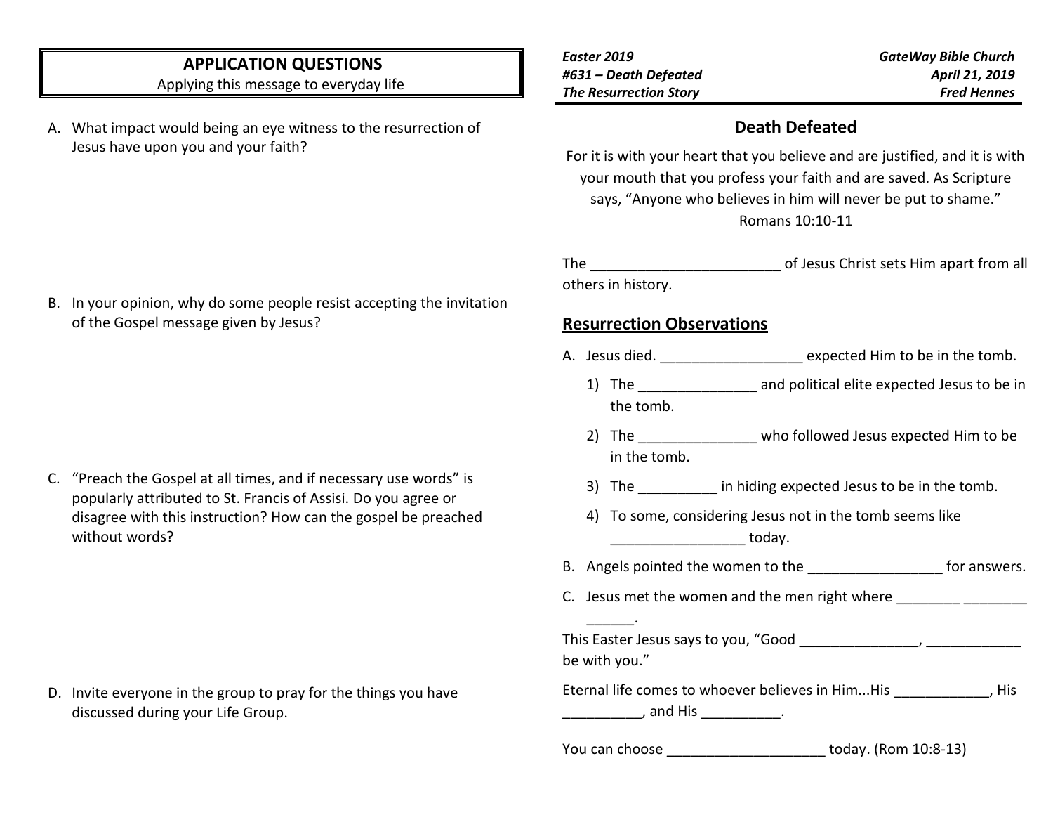## APPLICATION QUESTIONS

Applying this message to everyday life

A. What impact would being an eye witness to the resurrection of Jesus have upon you and your faith?

B. In your opinion, why do some people resist accepting the invitation of the Gospel message given by Jesus?

C. "Preach the Gospel at all times, and if necessary use words" is popularly attributed to St. Francis of Assisi. Do you agree or disagree with this instruction? How can the gospel be preached without words?

D. Invite everyone in the group to pray for the things you have discussed during your Life Group.

***Easter 2019***
***#631 – Death Defeated***
***The Resurrection Story***

***GateWay Bible Church***
***April 21, 2019***
***Fred Hennes***

## Death Defeated

For it is with your heart that you believe and are justified, and it is with your mouth that you profess your faith and are saved. As Scripture says, "Anyone who believes in him will never be put to shame."
Romans 10:10-11

The ________________________ of Jesus Christ sets Him apart from all others in history.

### Resurrection Observations

A. Jesus died. __________________ expected Him to be in the tomb.

   1) The _______________ and political elite expected Jesus to be in the tomb.

   2) The _______________ who followed Jesus expected Him to be in the tomb.

   3) The __________ in hiding expected Jesus to be in the tomb.

   4) To some, considering Jesus not in the tomb seems like _________________ today.

B. Angels pointed the women to the _________________ for answers.

C. Jesus met the women and the men right where ________ ________ ______.

This Easter Jesus says to you, "Good _______________, ____________ be with you."

Eternal life comes to whoever believes in Him...His ____________, His __________, and His __________.

You can choose ____________________ today. (Rom 10:8-13)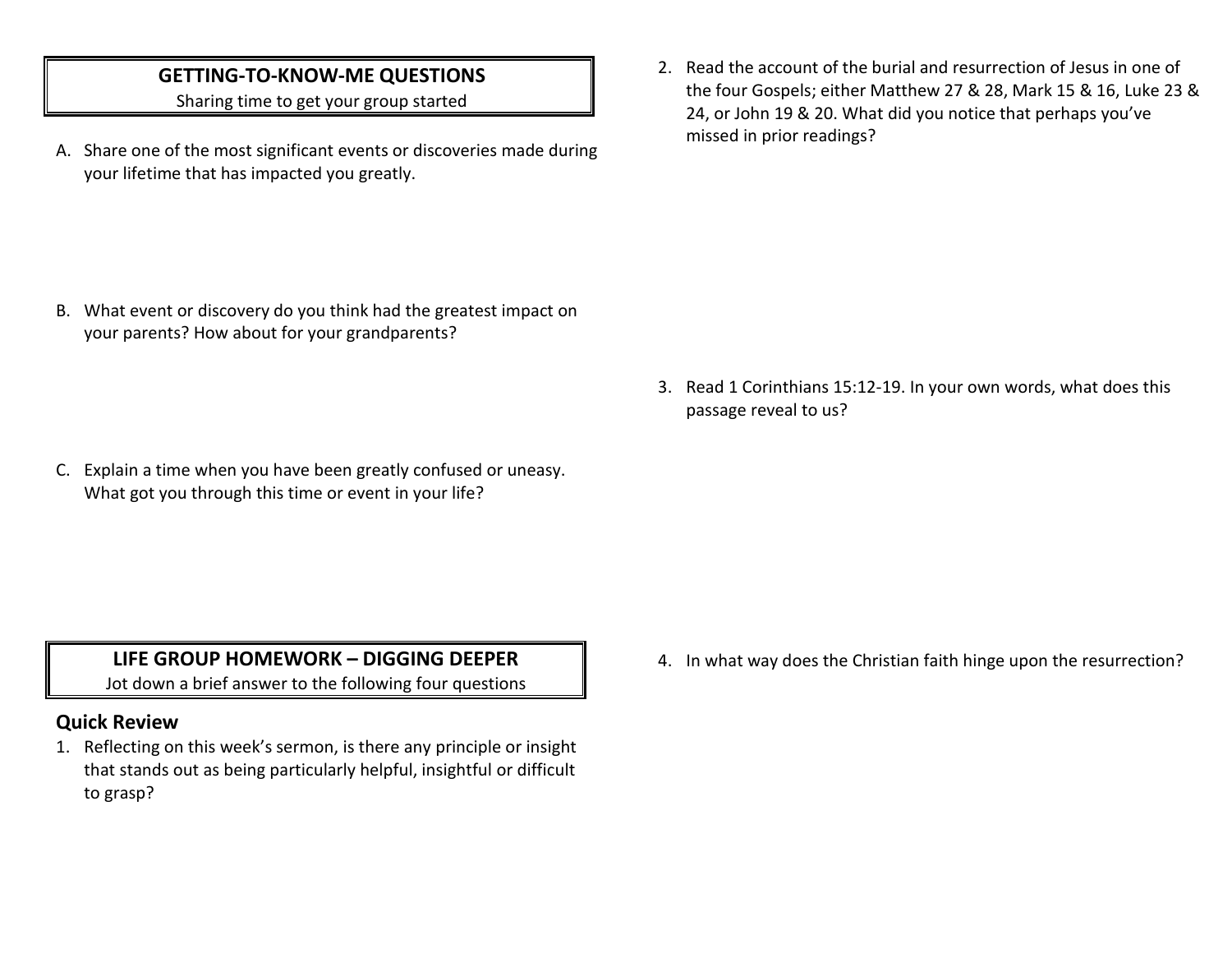## GETTING-TO-KNOW-ME QUESTIONS

Sharing time to get your group started

A. Share one of the most significant events or discoveries made during your lifetime that has impacted you greatly.

B. What event or discovery do you think had the greatest impact on your parents? How about for your grandparents?

C. Explain a time when you have been greatly confused or uneasy. What got you through this time or event in your life?

## LIFE GROUP HOMEWORK – DIGGING DEEPER

Jot down a brief answer to the following four questions

### Quick Review

1. Reflecting on this week's sermon, is there any principle or insight that stands out as being particularly helpful, insightful or difficult to grasp?

2. Read the account of the burial and resurrection of Jesus in one of the four Gospels; either Matthew 27 & 28, Mark 15 & 16, Luke 23 & 24, or John 19 & 20. What did you notice that perhaps you've missed in prior readings?

3. Read 1 Corinthians 15:12-19. In your own words, what does this passage reveal to us?

4. In what way does the Christian faith hinge upon the resurrection?